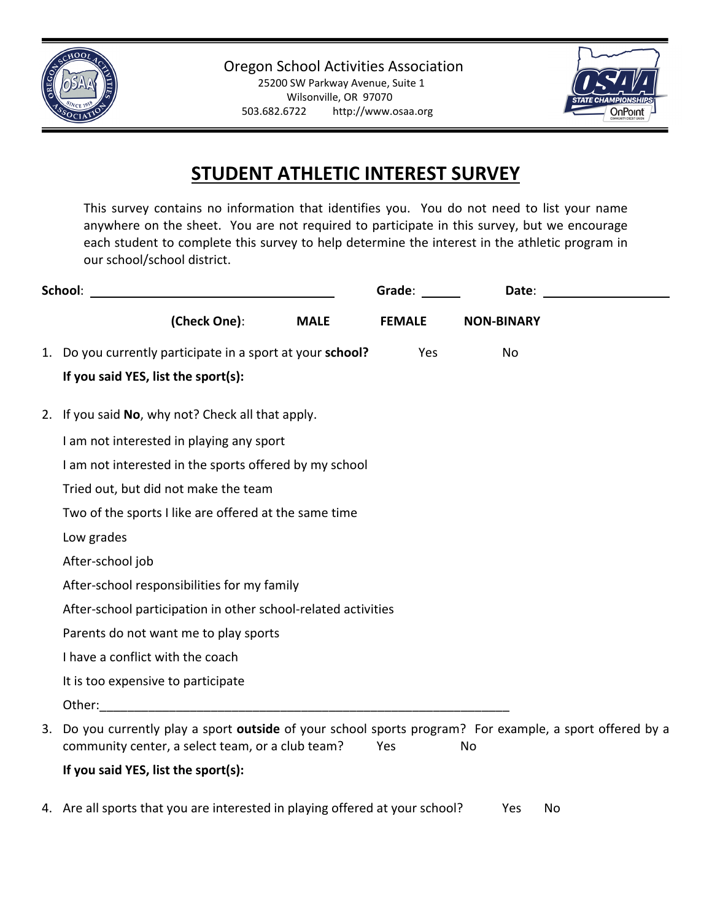Oregon School Activities Association
25200 SW Parkway Avenue, Suite 1
Wilsonville, OR 97070
503.682.6722 http://www.osaa.org

# STUDENT ATHLETIC INTEREST SURVEY

This survey contains no information that identifies you. You do not need to list your name anywhere on the sheet. You are not required to participate in this survey, but we encourage each student to complete this survey to help determine the interest in the athletic program in our school/school district.

**School**: ______________________________ **Grade**: ______ **Date**: ____________________

**(Check One)**: **MALE** **FEMALE** **NON-BINARY**

1. Do you currently participate in a sport at your **school?** Yes No

   **If you said YES, list the sport(s):**

2. If you said **No**, why not? Check all that apply.

   I am not interested in playing any sport

   I am not interested in the sports offered by my school

   Tried out, but did not make the team

   Two of the sports I like are offered at the same time

   Low grades

   After-school job

   After-school responsibilities for my family

   After-school participation in other school-related activities

   Parents do not want me to play sports

   I have a conflict with the coach

   It is too expensive to participate

   Other:____________________________________________________________

3. Do you currently play a sport **outside** of your school sports program? For example, a sport offered by a community center, a select team, or a club team? Yes No

   **If you said YES, list the sport(s):**

4. Are all sports that you are interested in playing offered at your school? Yes No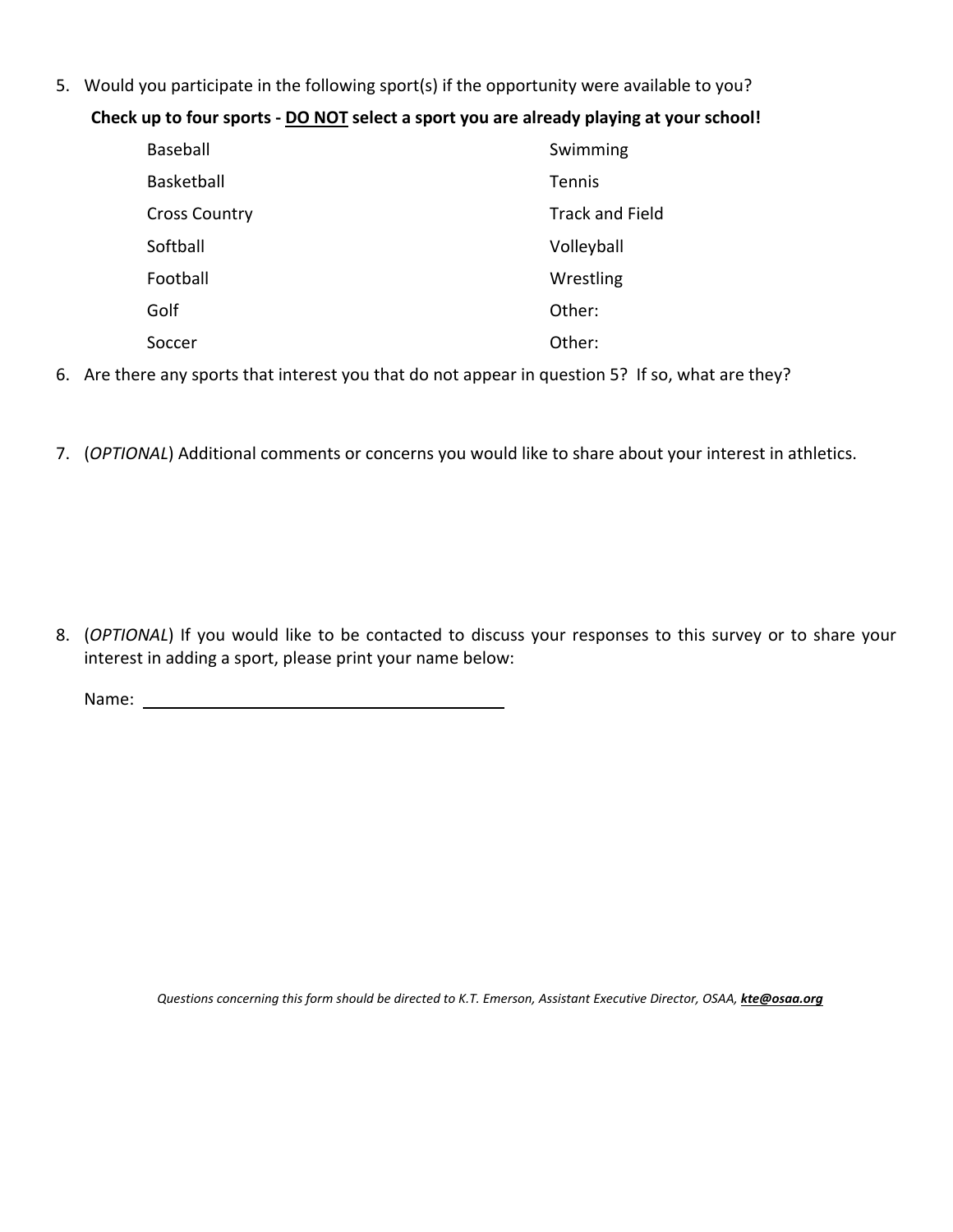5. Would you participate in the following sport(s) if the opportunity were available to you?

   **Check up to four sports - <u>DO NOT</u> select a sport you are already playing at your school!**

| | |
|---|---|
| Baseball | Swimming |
| Basketball | Tennis |
| Cross Country | Track and Field |
| Softball | Volleyball |
| Football | Wrestling |
| Golf | Other: |
| Soccer | Other: |

6. Are there any sports that interest you that do not appear in question 5? If so, what are they?

7. (*OPTIONAL*) Additional comments or concerns you would like to share about your interest in athletics.

8. (*OPTIONAL*) If you would like to be contacted to discuss your responses to this survey or to share your interest in adding a sport, please print your name below:

   Name: ________________________________________

*Questions concerning this form should be directed to K.T. Emerson, Assistant Executive Director, OSAA,* ***kte@osaa.org***